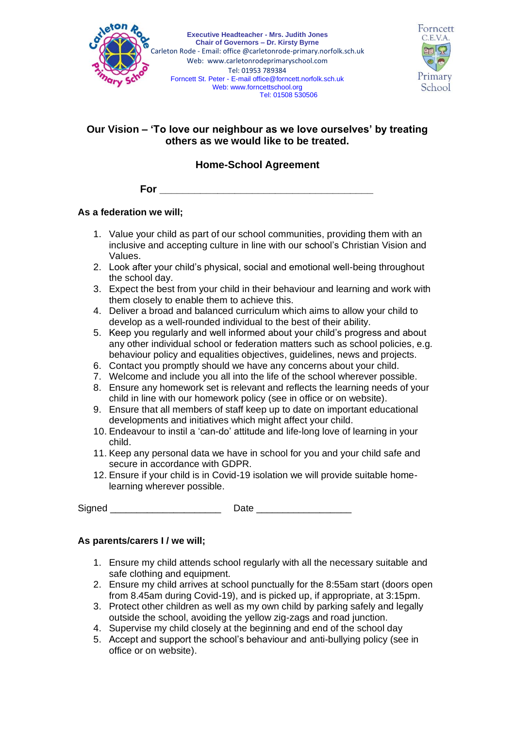**Executive Headteacher - Mrs. Judith Jones**
**Chair of Governors – Dr. Kirsty Byrne**
Carleton Rode - Email: office @carletonrode-primary.norfolk.sch.uk
Web: www.carletonrodeprimaryschool.com
Tel: 01953 789384
Forncett St. Peter - E-mail office@forncett.norfolk.sch.uk
Web: www.forncettschool.org
Tel: 01508 530506

## Our Vision – 'To love our neighbour as we love ourselves' by treating others as we would like to be treated.

## Home-School Agreement

**For** ______________________________________

**As a federation we will;**

1. Value your child as part of our school communities, providing them with an inclusive and accepting culture in line with our school's Christian Vision and Values.
2. Look after your child's physical, social and emotional well-being throughout the school day.
3. Expect the best from your child in their behaviour and learning and work with them closely to enable them to achieve this.
4. Deliver a broad and balanced curriculum which aims to allow your child to develop as a well-rounded individual to the best of their ability.
5. Keep you regularly and well informed about your child's progress and about any other individual school or federation matters such as school policies, e.g. behaviour policy and equalities objectives, guidelines, news and projects.
6. Contact you promptly should we have any concerns about your child.
7. Welcome and include you all into the life of the school wherever possible.
8. Ensure any homework set is relevant and reflects the learning needs of your child in line with our homework policy (see in office or on website).
9. Ensure that all members of staff keep up to date on important educational developments and initiatives which might affect your child.
10. Endeavour to instil a 'can-do' attitude and life-long love of learning in your child.
11. Keep any personal data we have in school for you and your child safe and secure in accordance with GDPR.
12. Ensure if your child is in Covid-19 isolation we will provide suitable home-learning wherever possible.

Signed ____________________ Date _________________

**As parents/carers I / we will;**

1. Ensure my child attends school regularly with all the necessary suitable and safe clothing and equipment.
2. Ensure my child arrives at school punctually for the 8:55am start (doors open from 8.45am during Covid-19), and is picked up, if appropriate, at 3:15pm.
3. Protect other children as well as my own child by parking safely and legally outside the school, avoiding the yellow zig-zags and road junction.
4. Supervise my child closely at the beginning and end of the school day
5. Accept and support the school's behaviour and anti-bullying policy (see in office or on website).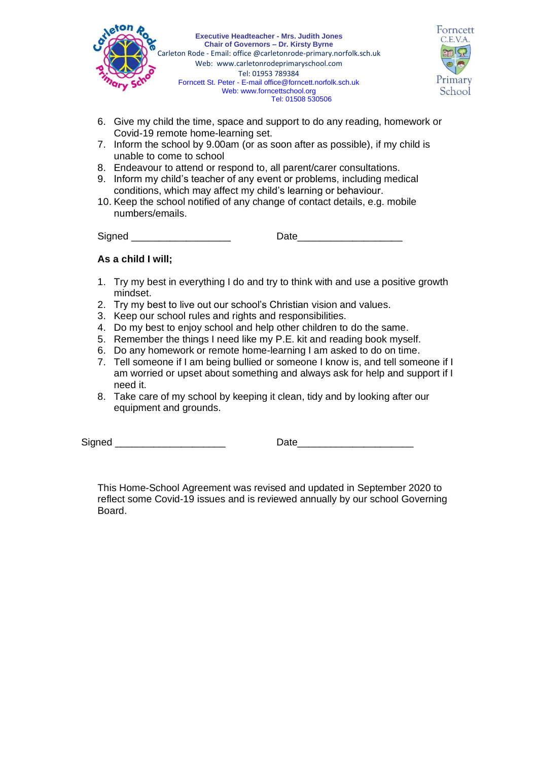6. Give my child the time, space and support to do any reading, homework or Covid-19 remote home-learning set.
7. Inform the school by 9.00am (or as soon after as possible), if my child is unable to come to school
8. Endeavour to attend or respond to, all parent/carer consultations.
9. Inform my child's teacher of any event or problems, including medical conditions, which may affect my child's learning or behaviour.
10. Keep the school notified of any change of contact details, e.g. mobile numbers/emails.

Signed __________________ Date___________________

**As a child I will;**

1. Try my best in everything I do and try to think with and use a positive growth mindset.
2. Try my best to live out our school's Christian vision and values.
3. Keep our school rules and rights and responsibilities.
4. Do my best to enjoy school and help other children to do the same.
5. Remember the things I need like my P.E. kit and reading book myself.
6. Do any homework or remote home-learning I am asked to do on time.
7. Tell someone if I am being bullied or someone I know is, and tell someone if I am worried or upset about something and always ask for help and support if I need it.
8. Take care of my school by keeping it clean, tidy and by looking after our equipment and grounds.

Signed ____________________ Date_____________________

This Home-School Agreement was revised and updated in September 2020 to reflect some Covid-19 issues and is reviewed annually by our school Governing Board.